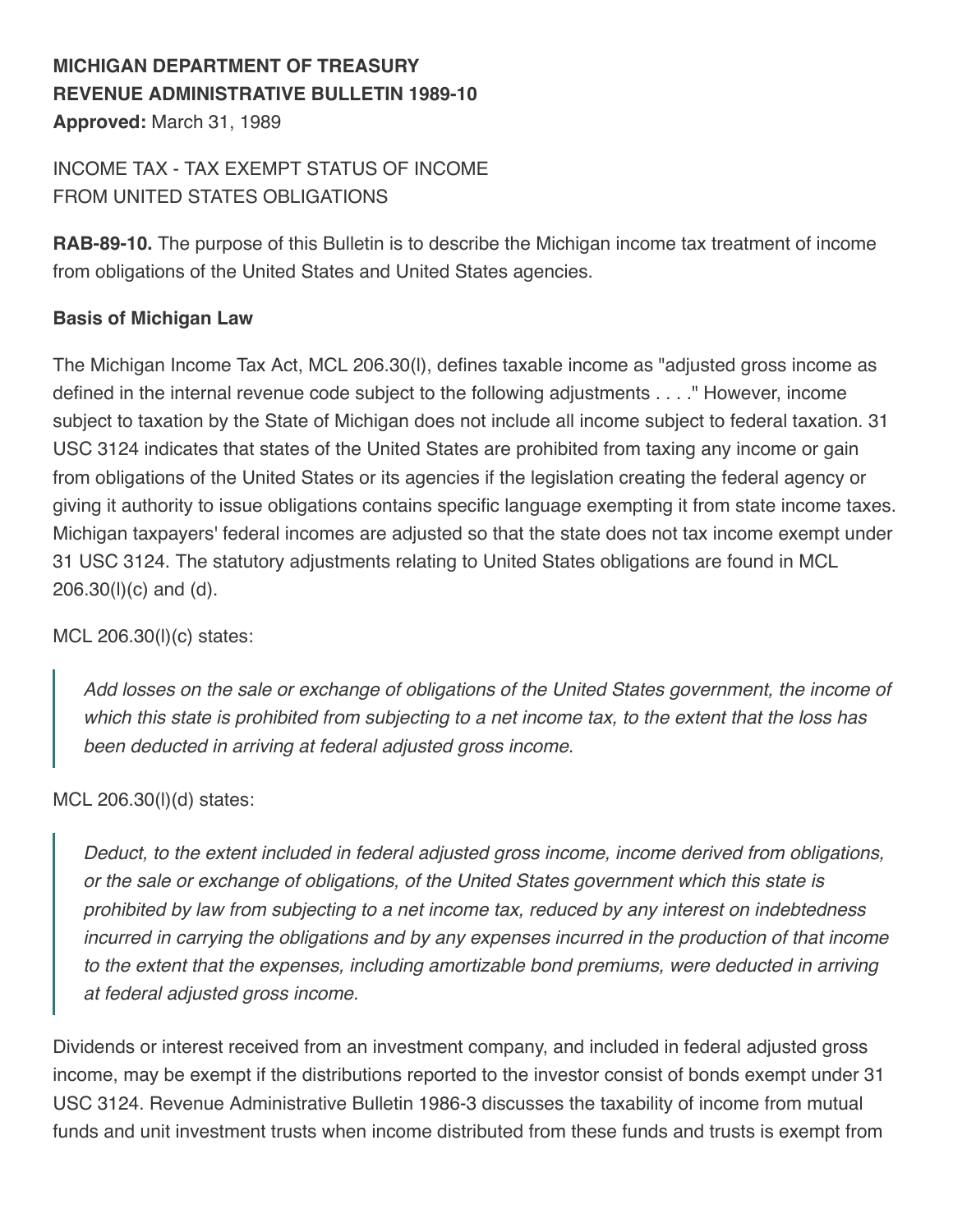**MICHIGAN DEPARTMENT OF TREASURY**
**REVENUE ADMINISTRATIVE BULLETIN 1989-10**
**Approved:** March 31, 1989

INCOME TAX - TAX EXEMPT STATUS OF INCOME
FROM UNITED STATES OBLIGATIONS

**RAB-89-10.** The purpose of this Bulletin is to describe the Michigan income tax treatment of income from obligations of the United States and United States agencies.

**Basis of Michigan Law**

The Michigan Income Tax Act, MCL 206.30(l), defines taxable income as "adjusted gross income as defined in the internal revenue code subject to the following adjustments . . . ." However, income subject to taxation by the State of Michigan does not include all income subject to federal taxation. 31 USC 3124 indicates that states of the United States are prohibited from taxing any income or gain from obligations of the United States or its agencies if the legislation creating the federal agency or giving it authority to issue obligations contains specific language exempting it from state income taxes. Michigan taxpayers' federal incomes are adjusted so that the state does not tax income exempt under 31 USC 3124. The statutory adjustments relating to United States obligations are found in MCL 206.30(l)(c) and (d).

MCL 206.30(l)(c) states:

> *Add losses on the sale or exchange of obligations of the United States government, the income of which this state is prohibited from subjecting to a net income tax, to the extent that the loss has been deducted in arriving at federal adjusted gross income.*

MCL 206.30(l)(d) states:

> *Deduct, to the extent included in federal adjusted gross income, income derived from obligations, or the sale or exchange of obligations, of the United States government which this state is prohibited by law from subjecting to a net income tax, reduced by any interest on indebtedness incurred in carrying the obligations and by any expenses incurred in the production of that income to the extent that the expenses, including amortizable bond premiums, were deducted in arriving at federal adjusted gross income.*

Dividends or interest received from an investment company, and included in federal adjusted gross income, may be exempt if the distributions reported to the investor consist of bonds exempt under 31 USC 3124. Revenue Administrative Bulletin 1986-3 discusses the taxability of income from mutual funds and unit investment trusts when income distributed from these funds and trusts is exempt from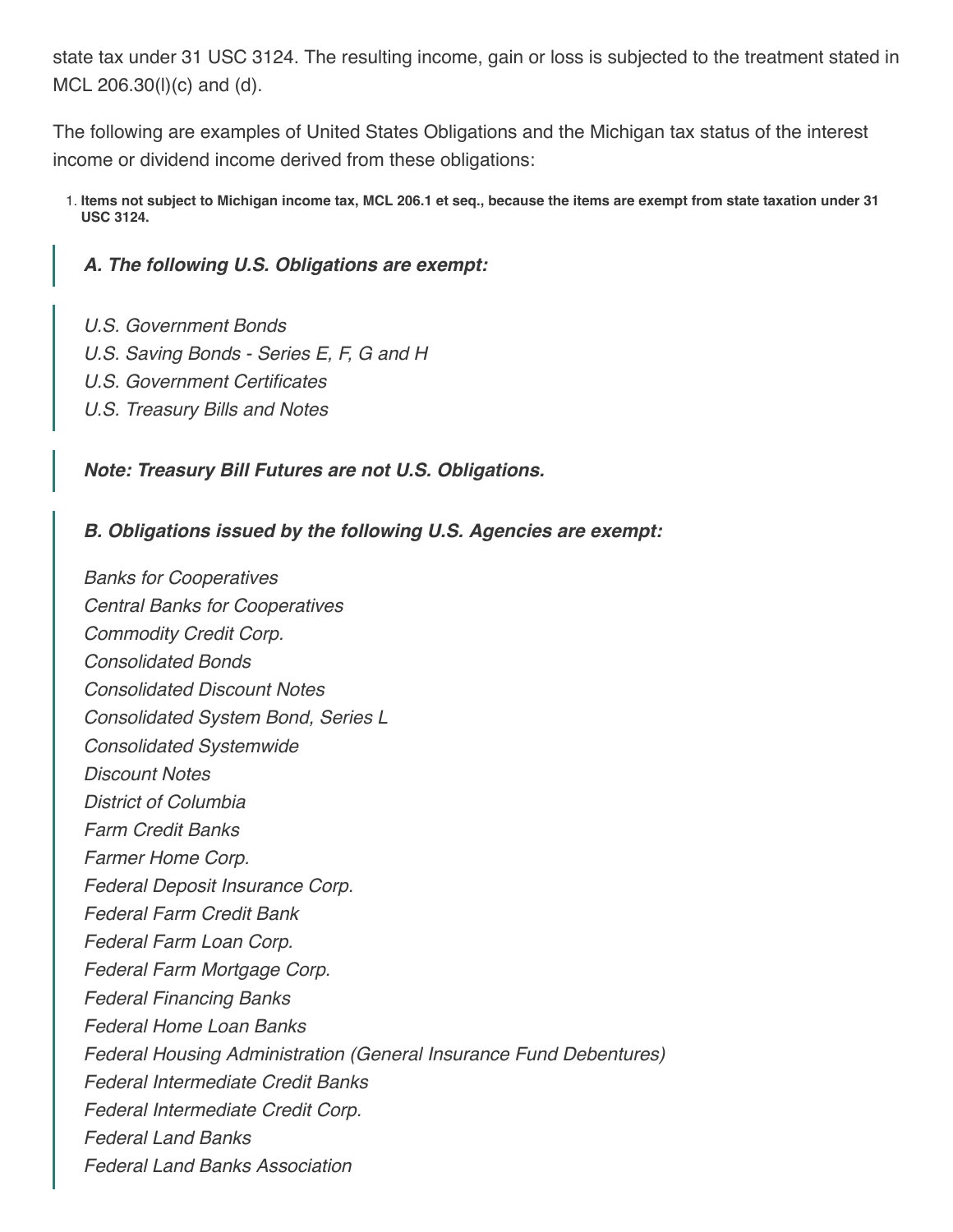state tax under 31 USC 3124. The resulting income, gain or loss is subjected to the treatment stated in MCL 206.30(l)(c) and (d).

The following are examples of United States Obligations and the Michigan tax status of the interest income or dividend income derived from these obligations:

1. **Items not subject to Michigan income tax, MCL 206.1 et seq., because the items are exempt from state taxation under 31 USC 3124.**

> ***A. The following U.S. Obligations are exempt:***
>
> *U.S. Government Bonds*
> *U.S. Saving Bonds - Series E, F, G and H*
> *U.S. Government Certificates*
> *U.S. Treasury Bills and Notes*
>
> ***Note: Treasury Bill Futures are not U.S. Obligations.***
>
> ***B. Obligations issued by the following U.S. Agencies are exempt:***
>
> *Banks for Cooperatives*
> *Central Banks for Cooperatives*
> *Commodity Credit Corp.*
> *Consolidated Bonds*
> *Consolidated Discount Notes*
> *Consolidated System Bond, Series L*
> *Consolidated Systemwide*
> *Discount Notes*
> *District of Columbia*
> *Farm Credit Banks*
> *Farmer Home Corp.*
> *Federal Deposit Insurance Corp.*
> *Federal Farm Credit Bank*
> *Federal Farm Loan Corp.*
> *Federal Farm Mortgage Corp.*
> *Federal Financing Banks*
> *Federal Home Loan Banks*
> *Federal Housing Administration (General Insurance Fund Debentures)*
> *Federal Intermediate Credit Banks*
> *Federal Intermediate Credit Corp.*
> *Federal Land Banks*
> *Federal Land Banks Association*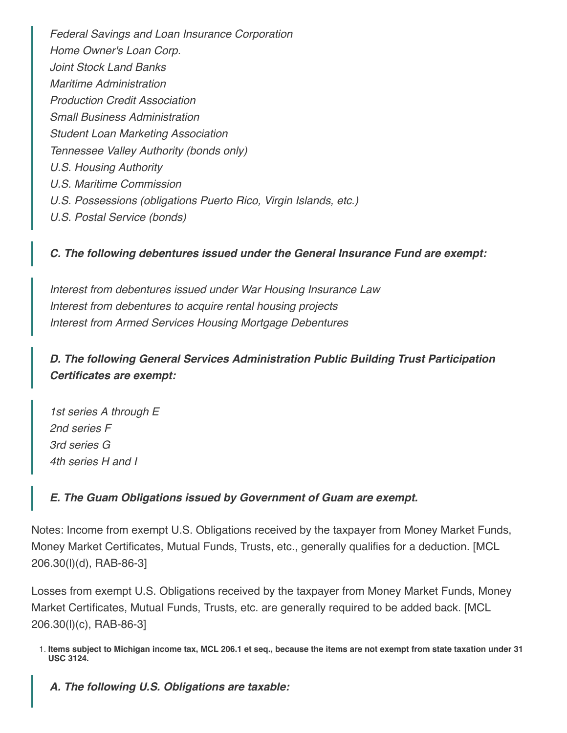*Federal Savings and Loan Insurance Corporation*
*Home Owner's Loan Corp.*
*Joint Stock Land Banks*
*Maritime Administration*
*Production Credit Association*
*Small Business Administration*
*Student Loan Marketing Association*
*Tennessee Valley Authority (bonds only)*
*U.S. Housing Authority*
*U.S. Maritime Commission*
*U.S. Possessions (obligations Puerto Rico, Virgin Islands, etc.)*
*U.S. Postal Service (bonds)*

***C. The following debentures issued under the General Insurance Fund are exempt:***

*Interest from debentures issued under War Housing Insurance Law*
*Interest from debentures to acquire rental housing projects*
*Interest from Armed Services Housing Mortgage Debentures*

***D. The following General Services Administration Public Building Trust Participation Certificates are exempt:***

*1st series A through E*
*2nd series F*
*3rd series G*
*4th series H and I*

***E. The Guam Obligations issued by Government of Guam are exempt.***

Notes: Income from exempt U.S. Obligations received by the taxpayer from Money Market Funds, Money Market Certificates, Mutual Funds, Trusts, etc., generally qualifies for a deduction. [MCL 206.30(l)(d), RAB-86-3]

Losses from exempt U.S. Obligations received by the taxpayer from Money Market Funds, Money Market Certificates, Mutual Funds, Trusts, etc. are generally required to be added back. [MCL 206.30(l)(c), RAB-86-3]

1. **Items subject to Michigan income tax, MCL 206.1 et seq., because the items are not exempt from state taxation under 31 USC 3124.**

***A. The following U.S. Obligations are taxable:***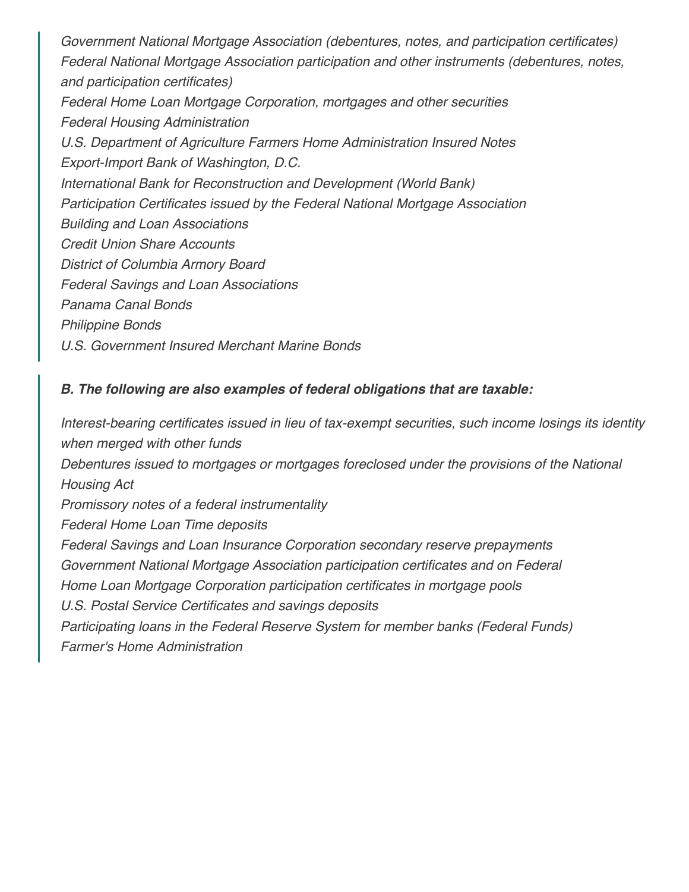*Government National Mortgage Association (debentures, notes, and participation certificates)*
*Federal National Mortgage Association participation and other instruments (debentures, notes, and participation certificates)*
*Federal Home Loan Mortgage Corporation, mortgages and other securities*
*Federal Housing Administration*
*U.S. Department of Agriculture Farmers Home Administration Insured Notes*
*Export-Import Bank of Washington, D.C.*
*International Bank for Reconstruction and Development (World Bank)*
*Participation Certificates issued by the Federal National Mortgage Association*
*Building and Loan Associations*
*Credit Union Share Accounts*
*District of Columbia Armory Board*
*Federal Savings and Loan Associations*
*Panama Canal Bonds*
*Philippine Bonds*
*U.S. Government Insured Merchant Marine Bonds*

***B. The following are also examples of federal obligations that are taxable:***

*Interest-bearing certificates issued in lieu of tax-exempt securities, such income losings its identity when merged with other funds*
*Debentures issued to mortgages or mortgages foreclosed under the provisions of the National Housing Act*
*Promissory notes of a federal instrumentality*
*Federal Home Loan Time deposits*
*Federal Savings and Loan Insurance Corporation secondary reserve prepayments*
*Government National Mortgage Association participation certificates and on Federal Home Loan Mortgage Corporation participation certificates in mortgage pools*
*U.S. Postal Service Certificates and savings deposits*
*Participating loans in the Federal Reserve System for member banks (Federal Funds)*
*Farmer's Home Administration*